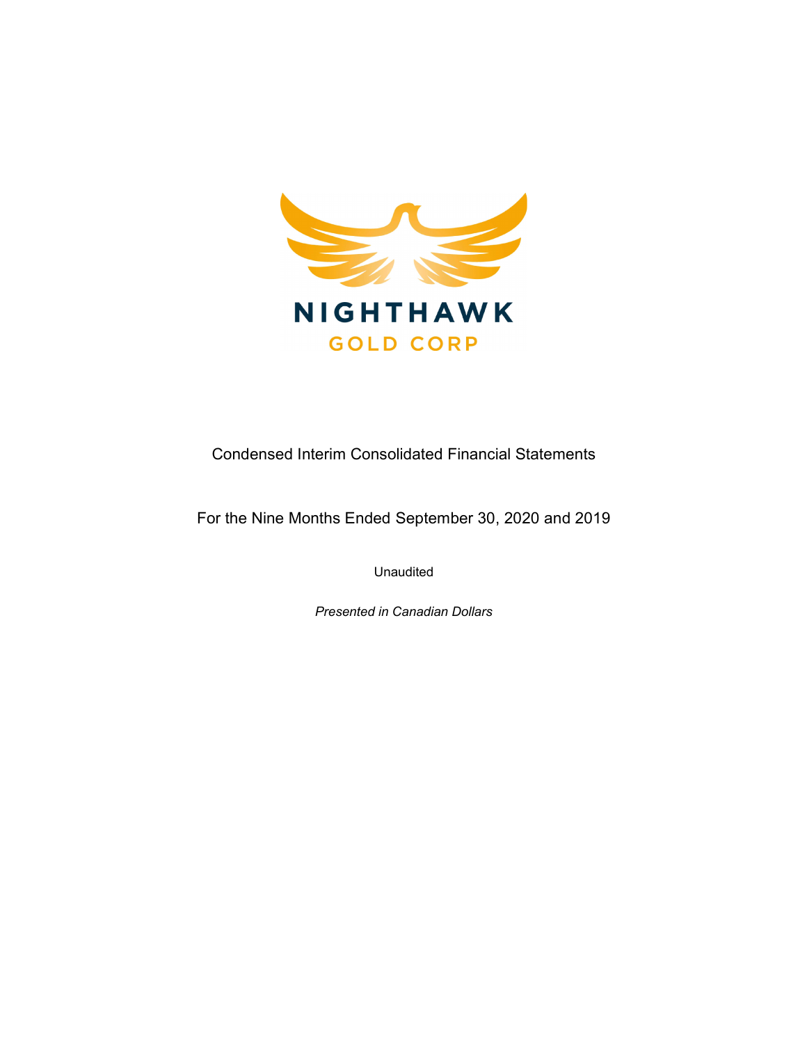NIGHTHAWK

GOLD CORP

Condensed Interim Consolidated Financial Statements

For the Nine Months Ended September 30, 2020 and 2019

Unaudited

*Presented in Canadian Dollars*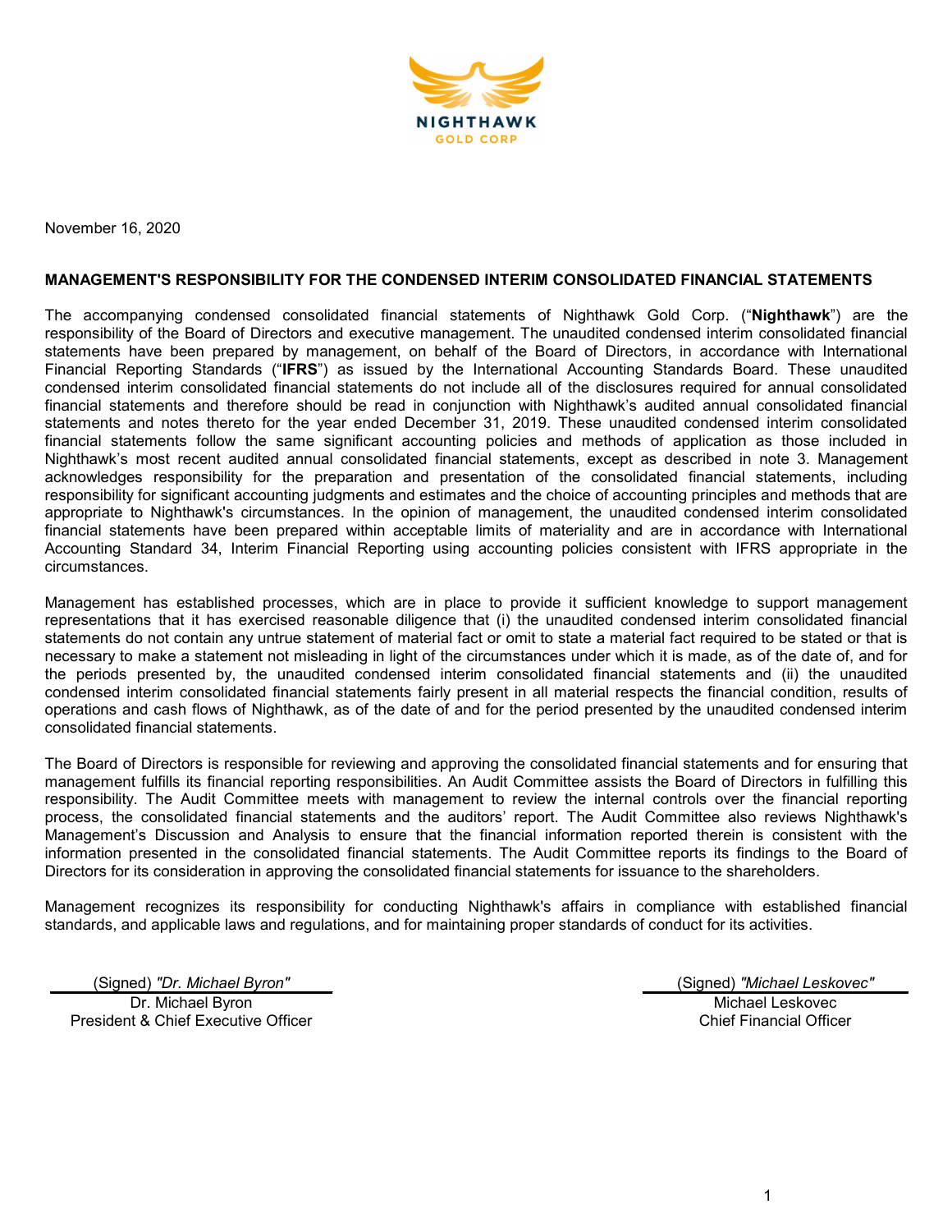NIGHTHAWK GOLD CORP

November 16, 2020

## MANAGEMENT'S RESPONSIBILITY FOR THE CONDENSED INTERIM CONSOLIDATED FINANCIAL STATEMENTS

The accompanying condensed consolidated financial statements of Nighthawk Gold Corp. ("**Nighthawk**") are the responsibility of the Board of Directors and executive management. The unaudited condensed interim consolidated financial statements have been prepared by management, on behalf of the Board of Directors, in accordance with International Financial Reporting Standards ("**IFRS**") as issued by the International Accounting Standards Board. These unaudited condensed interim consolidated financial statements do not include all of the disclosures required for annual consolidated financial statements and therefore should be read in conjunction with Nighthawk's audited annual consolidated financial statements and notes thereto for the year ended December 31, 2019. These unaudited condensed interim consolidated financial statements follow the same significant accounting policies and methods of application as those included in Nighthawk's most recent audited annual consolidated financial statements, except as described in note 3. Management acknowledges responsibility for the preparation and presentation of the consolidated financial statements, including responsibility for significant accounting judgments and estimates and the choice of accounting principles and methods that are appropriate to Nighthawk's circumstances. In the opinion of management, the unaudited condensed interim consolidated financial statements have been prepared within acceptable limits of materiality and are in accordance with International Accounting Standard 34, Interim Financial Reporting using accounting policies consistent with IFRS appropriate in the circumstances.

Management has established processes, which are in place to provide it sufficient knowledge to support management representations that it has exercised reasonable diligence that (i) the unaudited condensed interim consolidated financial statements do not contain any untrue statement of material fact or omit to state a material fact required to be stated or that is necessary to make a statement not misleading in light of the circumstances under which it is made, as of the date of, and for the periods presented by, the unaudited condensed interim consolidated financial statements and (ii) the unaudited condensed interim consolidated financial statements fairly present in all material respects the financial condition, results of operations and cash flows of Nighthawk, as of the date of and for the period presented by the unaudited condensed interim consolidated financial statements.

The Board of Directors is responsible for reviewing and approving the consolidated financial statements and for ensuring that management fulfills its financial reporting responsibilities. An Audit Committee assists the Board of Directors in fulfilling this responsibility. The Audit Committee meets with management to review the internal controls over the financial reporting process, the consolidated financial statements and the auditors' report. The Audit Committee also reviews Nighthawk's Management's Discussion and Analysis to ensure that the financial information reported therein is consistent with the information presented in the consolidated financial statements. The Audit Committee reports its findings to the Board of Directors for its consideration in approving the consolidated financial statements for issuance to the shareholders.

Management recognizes its responsibility for conducting Nighthawk's affairs in compliance with established financial standards, and applicable laws and regulations, and for maintaining proper standards of conduct for its activities.

(Signed) *"Dr. Michael Byron"*
Dr. Michael Byron
President & Chief Executive Officer

(Signed) *"Michael Leskovec"*
Michael Leskovec
Chief Financial Officer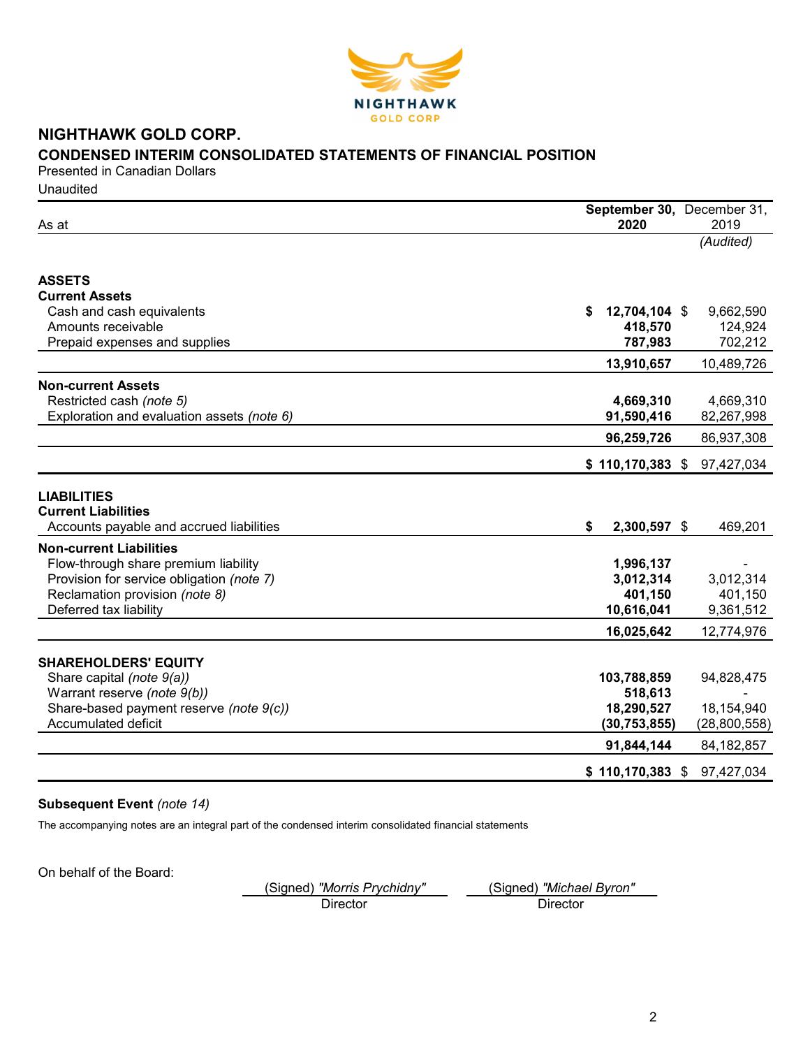# NIGHTHAWK GOLD CORP.

## CONDENSED INTERIM CONSOLIDATED STATEMENTS OF FINANCIAL POSITION

Presented in Canadian Dollars

Unaudited

| As at | September 30, 2020 | December 31, 2019 |
|---|---|---|
| | | *(Audited)* |
| **ASSETS** | | |
| **Current Assets** | | |
| Cash and cash equivalents | **$ 12,704,104** | $ 9,662,590 |
| Amounts receivable | **418,570** | 124,924 |
| Prepaid expenses and supplies | **787,983** | 702,212 |
| | **13,910,657** | 10,489,726 |
| **Non-current Assets** | | |
| Restricted cash *(note 5)* | **4,669,310** | 4,669,310 |
| Exploration and evaluation assets *(note 6)* | **91,590,416** | 82,267,998 |
| | **96,259,726** | 86,937,308 |
| | **$ 110,170,383** | $ 97,427,034 |
| **LIABILITIES** | | |
| **Current Liabilities** | | |
| Accounts payable and accrued liabilities | **$ 2,300,597** | $ 469,201 |
| **Non-current Liabilities** | | |
| Flow-through share premium liability | **1,996,137** | - |
| Provision for service obligation *(note 7)* | **3,012,314** | 3,012,314 |
| Reclamation provision *(note 8)* | **401,150** | 401,150 |
| Deferred tax liability | **10,616,041** | 9,361,512 |
| | **16,025,642** | 12,774,976 |
| **SHAREHOLDERS' EQUITY** | | |
| Share capital *(note 9(a))* | **103,788,859** | 94,828,475 |
| Warrant reserve *(note 9(b))* | **518,613** | - |
| Share-based payment reserve *(note 9(c))* | **18,290,527** | 18,154,940 |
| Accumulated deficit | **(30,753,855)** | (28,800,558) |
| | **91,844,144** | 84,182,857 |
| | **$ 110,170,383** | $ 97,427,034 |

**Subsequent Event** *(note 14)*

The accompanying notes are an integral part of the condensed interim consolidated financial statements

On behalf of the Board:

(Signed) *"Morris Prychidny"*
Director

(Signed) *"Michael Byron"*
Director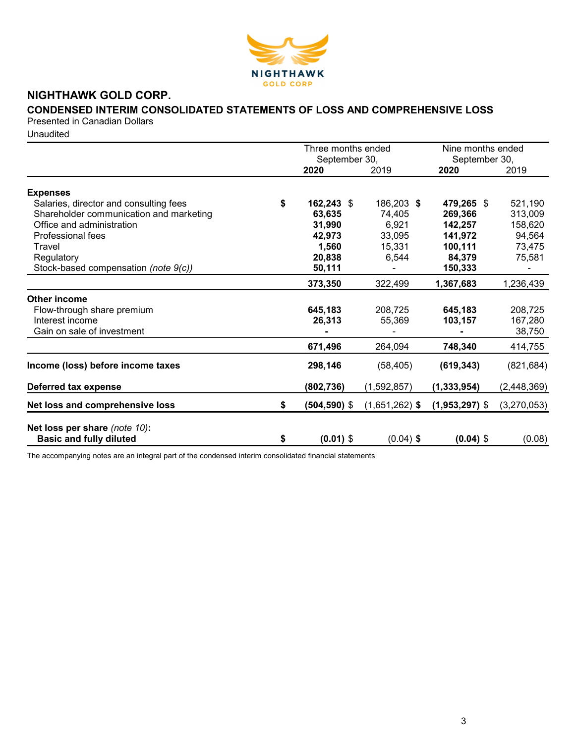# NIGHTHAWK GOLD CORP.

## CONDENSED INTERIM CONSOLIDATED STATEMENTS OF LOSS AND COMPREHENSIVE LOSS

Presented in Canadian Dollars

Unaudited

| | Three months ended September 30, | | Nine months ended September 30, | |
|---|---|---|---|---|
| | **2020** | 2019 | **2020** | 2019 |
| **Expenses** | | | | |
| Salaries, director and consulting fees | $ **162,243** | $ 186,203 | $ **479,265** | $ 521,190 |
| Shareholder communication and marketing | **63,635** | 74,405 | **269,366** | 313,009 |
| Office and administration | **31,990** | 6,921 | **142,257** | 158,620 |
| Professional fees | **42,973** | 33,095 | **141,972** | 94,564 |
| Travel | **1,560** | 15,331 | **100,111** | 73,475 |
| Regulatory | **20,838** | 6,544 | **84,379** | 75,581 |
| Stock-based compensation *(note 9(c))* | **50,111** | - | **150,333** | - |
| | **373,350** | 322,499 | **1,367,683** | 1,236,439 |
| **Other income** | | | | |
| Flow-through share premium | **645,183** | 208,725 | **645,183** | 208,725 |
| Interest income | **26,313** | 55,369 | **103,157** | 167,280 |
| Gain on sale of investment | **-** | - | **-** | 38,750 |
| | **671,496** | 264,094 | **748,340** | 414,755 |
| **Income (loss) before income taxes** | **298,146** | (58,405) | **(619,343)** | (821,684) |
| **Deferred tax expense** | **(802,736)** | (1,592,857) | **(1,333,954)** | (2,448,369) |
| **Net loss and comprehensive loss** | $ **(504,590)** | $ (1,651,262) | $ **(1,953,297)** | $ (3,270,053) |
| **Net loss per share** *(note 10)***:** | | | | |
| **Basic and fully diluted** | $ **(0.01)** | $ (0.04) | $ **(0.04)** | $ (0.08) |

The accompanying notes are an integral part of the condensed interim consolidated financial statements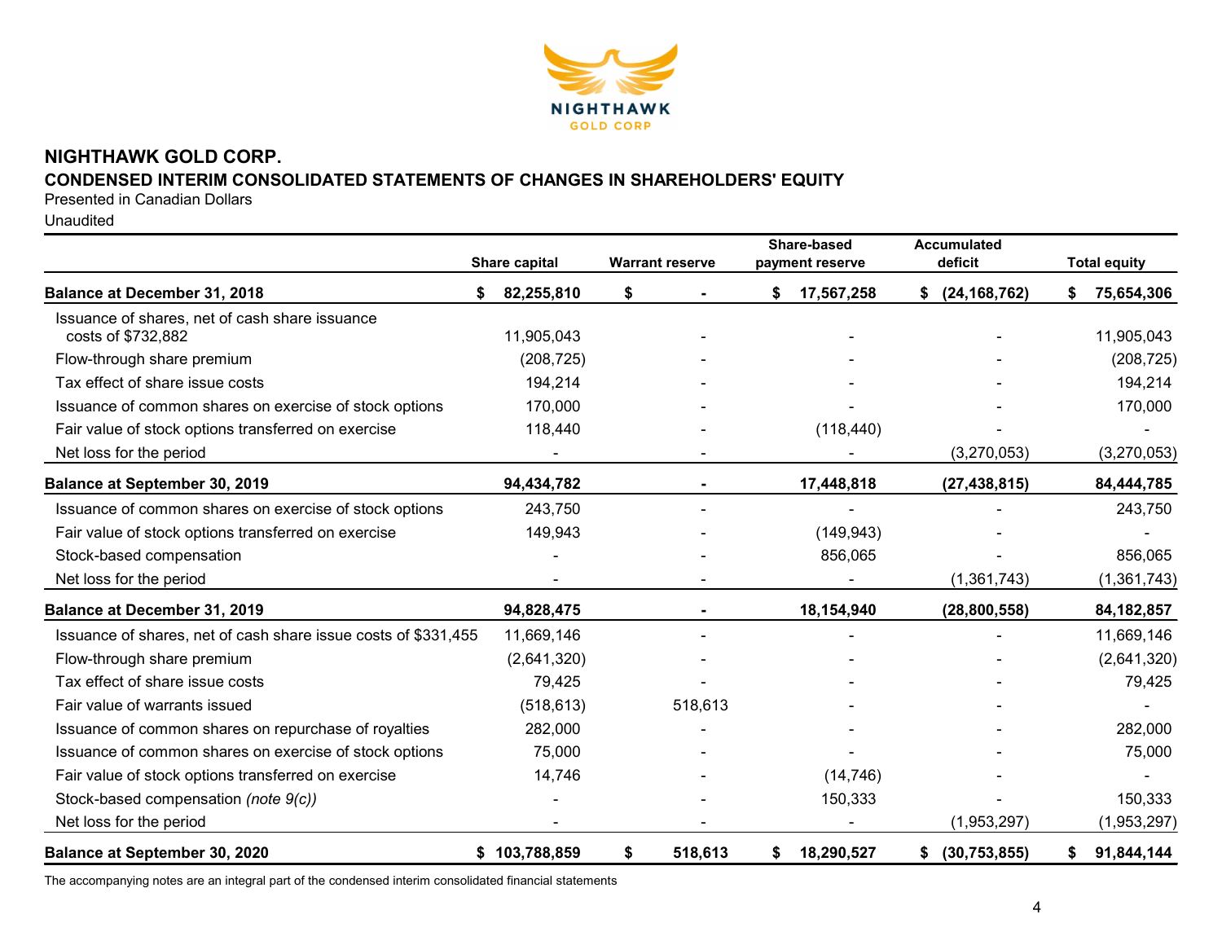NIGHTHAWK GOLD CORP

# NIGHTHAWK GOLD CORP.

## CONDENSED INTERIM CONSOLIDATED STATEMENTS OF CHANGES IN SHAREHOLDERS' EQUITY

Presented in Canadian Dollars

Unaudited

| | Share capital | Warrant reserve | Share-based payment reserve | Accumulated deficit | Total equity |
|---|---|---|---|---|---|
| **Balance at December 31, 2018** | **$ 82,255,810** | **$ -** | **$ 17,567,258** | **$ (24,168,762)** | **$ 75,654,306** |
| Issuance of shares, net of cash share issuance costs of $732,882 | 11,905,043 | - | - | - | 11,905,043 |
| Flow-through share premium | (208,725) | - | - | - | (208,725) |
| Tax effect of share issue costs | 194,214 | - | - | - | 194,214 |
| Issuance of common shares on exercise of stock options | 170,000 | - | - | - | 170,000 |
| Fair value of stock options transferred on exercise | 118,440 | - | (118,440) | - | - |
| Net loss for the period | - | - | - | (3,270,053) | (3,270,053) |
| **Balance at September 30, 2019** | **94,434,782** | **-** | **17,448,818** | **(27,438,815)** | **84,444,785** |
| Issuance of common shares on exercise of stock options | 243,750 | - | - | - | 243,750 |
| Fair value of stock options transferred on exercise | 149,943 | - | (149,943) | - | - |
| Stock-based compensation | - | - | 856,065 | - | 856,065 |
| Net loss for the period | - | - | - | (1,361,743) | (1,361,743) |
| **Balance at December 31, 2019** | **94,828,475** | **-** | **18,154,940** | **(28,800,558)** | **84,182,857** |
| Issuance of shares, net of cash share issue costs of $331,455 | 11,669,146 | - | - | - | 11,669,146 |
| Flow-through share premium | (2,641,320) | - | - | - | (2,641,320) |
| Tax effect of share issue costs | 79,425 | - | - | - | 79,425 |
| Fair value of warrants issued | (518,613) | 518,613 | - | - | - |
| Issuance of common shares on repurchase of royalties | 282,000 | - | - | - | 282,000 |
| Issuance of common shares on exercise of stock options | 75,000 | - | - | - | 75,000 |
| Fair value of stock options transferred on exercise | 14,746 | - | (14,746) | - | - |
| Stock-based compensation *(note 9(c))* | - | - | 150,333 | - | 150,333 |
| Net loss for the period | - | - | - | (1,953,297) | (1,953,297) |
| **Balance at September 30, 2020** | **$ 103,788,859** | **$ 518,613** | **$ 18,290,527** | **$ (30,753,855)** | **$ 91,844,144** |

The accompanying notes are an integral part of the condensed interim consolidated financial statements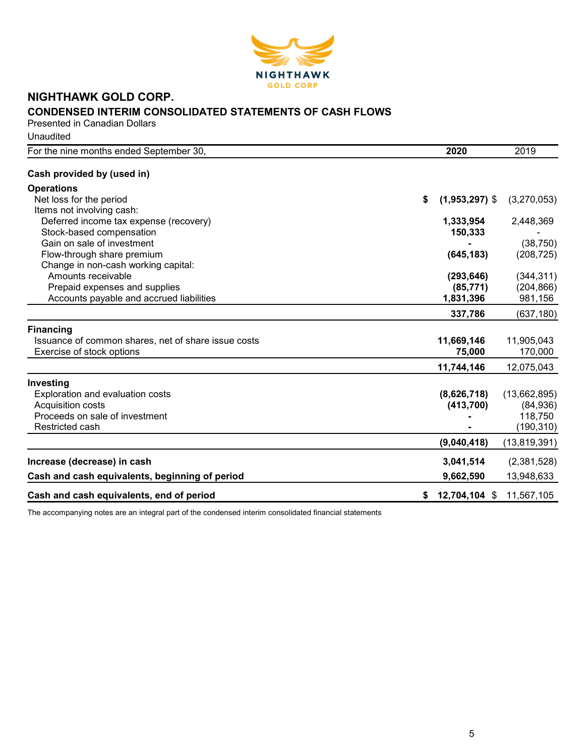# NIGHTHAWK GOLD CORP.

## CONDENSED INTERIM CONSOLIDATED STATEMENTS OF CASH FLOWS

Presented in Canadian Dollars

Unaudited

| For the nine months ended September 30, | 2020 | 2019 |
|---|---|---|
| **Cash provided by (used in)** | | |
| **Operations** | | |
| Net loss for the period | **$ (1,953,297)** | $ (3,270,053) |
| Items not involving cash: | | |
| Deferred income tax expense (recovery) | **1,333,954** | 2,448,369 |
| Stock-based compensation | **150,333** | - |
| Gain on sale of investment | **-** | (38,750) |
| Flow-through share premium | **(645,183)** | (208,725) |
| Change in non-cash working capital: | | |
| Amounts receivable | **(293,646)** | (344,311) |
| Prepaid expenses and supplies | **(85,771)** | (204,866) |
| Accounts payable and accrued liabilities | **1,831,396** | 981,156 |
| | **337,786** | (637,180) |
| **Financing** | | |
| Issuance of common shares, net of share issue costs | **11,669,146** | 11,905,043 |
| Exercise of stock options | **75,000** | 170,000 |
| | **11,744,146** | 12,075,043 |
| **Investing** | | |
| Exploration and evaluation costs | **(8,626,718)** | (13,662,895) |
| Acquisition costs | **(413,700)** | (84,936) |
| Proceeds on sale of investment | **-** | 118,750 |
| Restricted cash | **-** | (190,310) |
| | **(9,040,418)** | (13,819,391) |
| **Increase (decrease) in cash** | **3,041,514** | (2,381,528) |
| **Cash and cash equivalents, beginning of period** | **9,662,590** | 13,948,633 |
| **Cash and cash equivalents, end of period** | **$ 12,704,104** | $ 11,567,105 |

The accompanying notes are an integral part of the condensed interim consolidated financial statements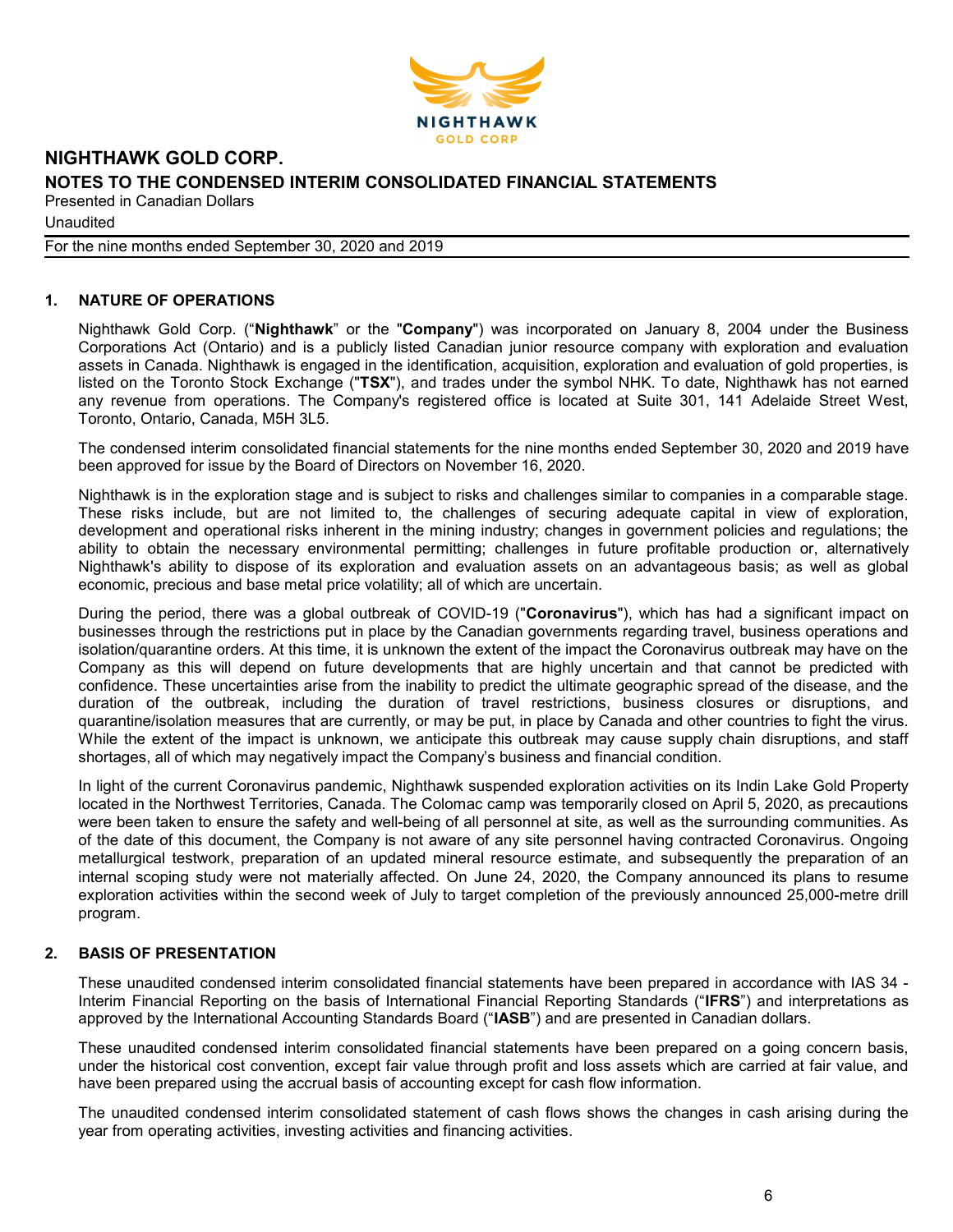# NIGHTHAWK GOLD CORP.

## NOTES TO THE CONDENSED INTERIM CONSOLIDATED FINANCIAL STATEMENTS

Presented in Canadian Dollars

Unaudited

For the nine months ended September 30, 2020 and 2019

### 1. NATURE OF OPERATIONS

Nighthawk Gold Corp. ("**Nighthawk**" or the "**Company**") was incorporated on January 8, 2004 under the Business Corporations Act (Ontario) and is a publicly listed Canadian junior resource company with exploration and evaluation assets in Canada. Nighthawk is engaged in the identification, acquisition, exploration and evaluation of gold properties, is listed on the Toronto Stock Exchange ("**TSX**"), and trades under the symbol NHK. To date, Nighthawk has not earned any revenue from operations. The Company's registered office is located at Suite 301, 141 Adelaide Street West, Toronto, Ontario, Canada, M5H 3L5.

The condensed interim consolidated financial statements for the nine months ended September 30, 2020 and 2019 have been approved for issue by the Board of Directors on November 16, 2020.

Nighthawk is in the exploration stage and is subject to risks and challenges similar to companies in a comparable stage. These risks include, but are not limited to, the challenges of securing adequate capital in view of exploration, development and operational risks inherent in the mining industry; changes in government policies and regulations; the ability to obtain the necessary environmental permitting; challenges in future profitable production or, alternatively Nighthawk's ability to dispose of its exploration and evaluation assets on an advantageous basis; as well as global economic, precious and base metal price volatility; all of which are uncertain.

During the period, there was a global outbreak of COVID-19 ("**Coronavirus**"), which has had a significant impact on businesses through the restrictions put in place by the Canadian governments regarding travel, business operations and isolation/quarantine orders. At this time, it is unknown the extent of the impact the Coronavirus outbreak may have on the Company as this will depend on future developments that are highly uncertain and that cannot be predicted with confidence. These uncertainties arise from the inability to predict the ultimate geographic spread of the disease, and the duration of the outbreak, including the duration of travel restrictions, business closures or disruptions, and quarantine/isolation measures that are currently, or may be put, in place by Canada and other countries to fight the virus. While the extent of the impact is unknown, we anticipate this outbreak may cause supply chain disruptions, and staff shortages, all of which may negatively impact the Company's business and financial condition.

In light of the current Coronavirus pandemic, Nighthawk suspended exploration activities on its Indin Lake Gold Property located in the Northwest Territories, Canada. The Colomac camp was temporarily closed on April 5, 2020, as precautions were been taken to ensure the safety and well-being of all personnel at site, as well as the surrounding communities. As of the date of this document, the Company is not aware of any site personnel having contracted Coronavirus. Ongoing metallurgical testwork, preparation of an updated mineral resource estimate, and subsequently the preparation of an internal scoping study were not materially affected. On June 24, 2020, the Company announced its plans to resume exploration activities within the second week of July to target completion of the previously announced 25,000-metre drill program.

### 2. BASIS OF PRESENTATION

These unaudited condensed interim consolidated financial statements have been prepared in accordance with IAS 34 - Interim Financial Reporting on the basis of International Financial Reporting Standards ("**IFRS**") and interpretations as approved by the International Accounting Standards Board ("**IASB**") and are presented in Canadian dollars.

These unaudited condensed interim consolidated financial statements have been prepared on a going concern basis, under the historical cost convention, except fair value through profit and loss assets which are carried at fair value, and have been prepared using the accrual basis of accounting except for cash flow information.

The unaudited condensed interim consolidated statement of cash flows shows the changes in cash arising during the year from operating activities, investing activities and financing activities.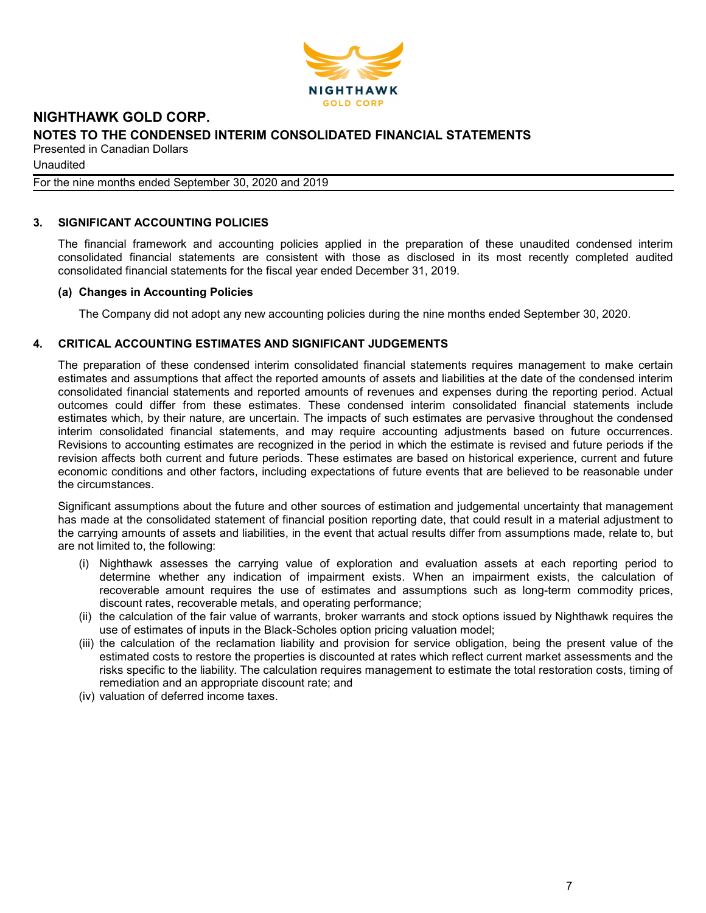## 3. SIGNIFICANT ACCOUNTING POLICIES

The financial framework and accounting policies applied in the preparation of these unaudited condensed interim consolidated financial statements are consistent with those as disclosed in its most recently completed audited consolidated financial statements for the fiscal year ended December 31, 2019.

### (a) Changes in Accounting Policies

The Company did not adopt any new accounting policies during the nine months ended September 30, 2020.

## 4. CRITICAL ACCOUNTING ESTIMATES AND SIGNIFICANT JUDGEMENTS

The preparation of these condensed interim consolidated financial statements requires management to make certain estimates and assumptions that affect the reported amounts of assets and liabilities at the date of the condensed interim consolidated financial statements and reported amounts of revenues and expenses during the reporting period. Actual outcomes could differ from these estimates. These condensed interim consolidated financial statements include estimates which, by their nature, are uncertain. The impacts of such estimates are pervasive throughout the condensed interim consolidated financial statements, and may require accounting adjustments based on future occurrences. Revisions to accounting estimates are recognized in the period in which the estimate is revised and future periods if the revision affects both current and future periods. These estimates are based on historical experience, current and future economic conditions and other factors, including expectations of future events that are believed to be reasonable under the circumstances.

Significant assumptions about the future and other sources of estimation and judgemental uncertainty that management has made at the consolidated statement of financial position reporting date, that could result in a material adjustment to the carrying amounts of assets and liabilities, in the event that actual results differ from assumptions made, relate to, but are not limited to, the following:

(i) Nighthawk assesses the carrying value of exploration and evaluation assets at each reporting period to determine whether any indication of impairment exists. When an impairment exists, the calculation of recoverable amount requires the use of estimates and assumptions such as long-term commodity prices, discount rates, recoverable metals, and operating performance;

(ii) the calculation of the fair value of warrants, broker warrants and stock options issued by Nighthawk requires the use of estimates of inputs in the Black-Scholes option pricing valuation model;

(iii) the calculation of the reclamation liability and provision for service obligation, being the present value of the estimated costs to restore the properties is discounted at rates which reflect current market assessments and the risks specific to the liability. The calculation requires management to estimate the total restoration costs, timing of remediation and an appropriate discount rate; and

(iv) valuation of deferred income taxes.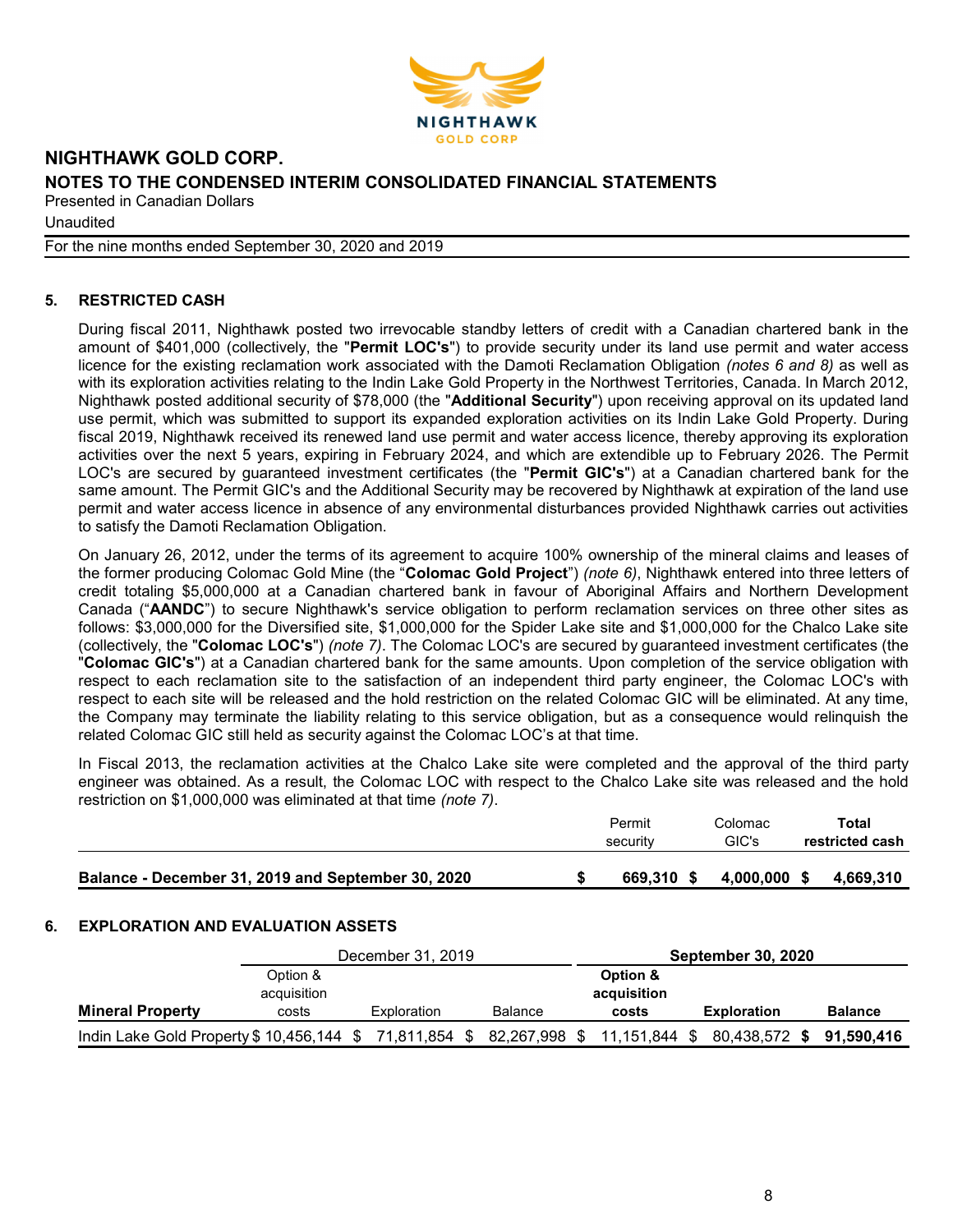# NIGHTHAWK GOLD CORP.

## NOTES TO THE CONDENSED INTERIM CONSOLIDATED FINANCIAL STATEMENTS

Presented in Canadian Dollars

Unaudited

For the nine months ended September 30, 2020 and 2019

## 5. RESTRICTED CASH

During fiscal 2011, Nighthawk posted two irrevocable standby letters of credit with a Canadian chartered bank in the amount of $401,000 (collectively, the "**Permit LOC's**") to provide security under its land use permit and water access licence for the existing reclamation work associated with the Damoti Reclamation Obligation *(notes 6 and 8)* as well as with its exploration activities relating to the Indin Lake Gold Property in the Northwest Territories, Canada. In March 2012, Nighthawk posted additional security of $78,000 (the "**Additional Security**") upon receiving approval on its updated land use permit, which was submitted to support its expanded exploration activities on its Indin Lake Gold Property. During fiscal 2019, Nighthawk received its renewed land use permit and water access licence, thereby approving its exploration activities over the next 5 years, expiring in February 2024, and which are extendible up to February 2026. The Permit LOC's are secured by guaranteed investment certificates (the "**Permit GIC's**") at a Canadian chartered bank for the same amount. The Permit GIC's and the Additional Security may be recovered by Nighthawk at expiration of the land use permit and water access licence in absence of any environmental disturbances provided Nighthawk carries out activities to satisfy the Damoti Reclamation Obligation.

On January 26, 2012, under the terms of its agreement to acquire 100% ownership of the mineral claims and leases of the former producing Colomac Gold Mine (the "**Colomac Gold Project**") *(note 6)*, Nighthawk entered into three letters of credit totaling $5,000,000 at a Canadian chartered bank in favour of Aboriginal Affairs and Northern Development Canada ("**AANDC**") to secure Nighthawk's service obligation to perform reclamation services on three other sites as follows: $3,000,000 for the Diversified site, $1,000,000 for the Spider Lake site and $1,000,000 for the Chalco Lake site (collectively, the "**Colomac LOC's**") *(note 7)*. The Colomac LOC's are secured by guaranteed investment certificates (the "**Colomac GIC's**") at a Canadian chartered bank for the same amounts. Upon completion of the service obligation with respect to each reclamation site to the satisfaction of an independent third party engineer, the Colomac LOC's with respect to each site will be released and the hold restriction on the related Colomac GIC will be eliminated. At any time, the Company may terminate the liability relating to this service obligation, but as a consequence would relinquish the related Colomac GIC still held as security against the Colomac LOC's at that time.

In Fiscal 2013, the reclamation activities at the Chalco Lake site were completed and the approval of the third party engineer was obtained. As a result, the Colomac LOC with respect to the Chalco Lake site was released and the hold restriction on $1,000,000 was eliminated at that time *(note 7)*.

| | Permit security | Colomac GIC's | **Total restricted cash** |
|---|---|---|---|
| **Balance - December 31, 2019 and September 30, 2020** | **$ 669,310** | **$ 4,000,000** | **$ 4,669,310** |

## 6. EXPLORATION AND EVALUATION ASSETS

| | December 31, 2019 | | | **September 30, 2020** | | |
|---|---|---|---|---|---|---|
| **Mineral Property** | Option & acquisition costs | Exploration | Balance | **Option & acquisition costs** | **Exploration** | **Balance** |
| Indin Lake Gold Property | $ 10,456,144 | $ 71,811,854 | $ 82,267,998 | $ 11,151,844 | $ 80,438,572 | **$ 91,590,416** |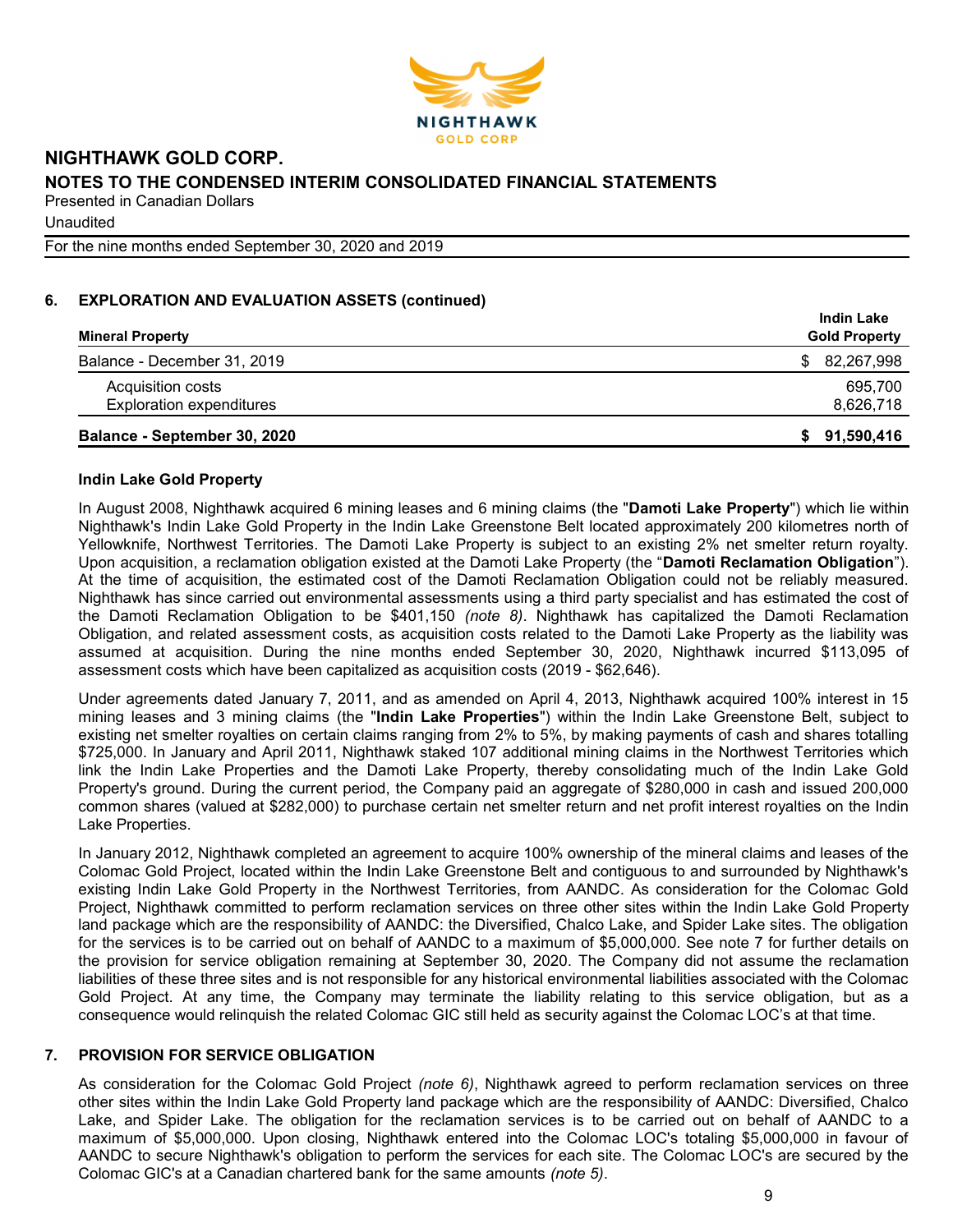## 6. EXPLORATION AND EVALUATION ASSETS (continued)

| Mineral Property | Indin Lake Gold Property |
|---|---|
| Balance - December 31, 2019 | $ 82,267,998 |
| Acquisition costs | 695,700 |
| Exploration expenditures | 8,626,718 |
| **Balance - September 30, 2020** | **$ 91,590,416** |

### Indin Lake Gold Property

In August 2008, Nighthawk acquired 6 mining leases and 6 mining claims (the "**Damoti Lake Property**") which lie within Nighthawk's Indin Lake Gold Property in the Indin Lake Greenstone Belt located approximately 200 kilometres north of Yellowknife, Northwest Territories. The Damoti Lake Property is subject to an existing 2% net smelter return royalty. Upon acquisition, a reclamation obligation existed at the Damoti Lake Property (the "**Damoti Reclamation Obligation**"). At the time of acquisition, the estimated cost of the Damoti Reclamation Obligation could not be reliably measured. Nighthawk has since carried out environmental assessments using a third party specialist and has estimated the cost of the Damoti Reclamation Obligation to be $401,150 *(note 8)*. Nighthawk has capitalized the Damoti Reclamation Obligation, and related assessment costs, as acquisition costs related to the Damoti Lake Property as the liability was assumed at acquisition. During the nine months ended September 30, 2020, Nighthawk incurred $113,095 of assessment costs which have been capitalized as acquisition costs (2019 - $62,646).

Under agreements dated January 7, 2011, and as amended on April 4, 2013, Nighthawk acquired 100% interest in 15 mining leases and 3 mining claims (the "**Indin Lake Properties**") within the Indin Lake Greenstone Belt, subject to existing net smelter royalties on certain claims ranging from 2% to 5%, by making payments of cash and shares totalling $725,000. In January and April 2011, Nighthawk staked 107 additional mining claims in the Northwest Territories which link the Indin Lake Properties and the Damoti Lake Property, thereby consolidating much of the Indin Lake Gold Property's ground. During the current period, the Company paid an aggregate of $280,000 in cash and issued 200,000 common shares (valued at $282,000) to purchase certain net smelter return and net profit interest royalties on the Indin Lake Properties.

In January 2012, Nighthawk completed an agreement to acquire 100% ownership of the mineral claims and leases of the Colomac Gold Project, located within the Indin Lake Greenstone Belt and contiguous to and surrounded by Nighthawk's existing Indin Lake Gold Property in the Northwest Territories, from AANDC. As consideration for the Colomac Gold Project, Nighthawk committed to perform reclamation services on three other sites within the Indin Lake Gold Property land package which are the responsibility of AANDC: the Diversified, Chalco Lake, and Spider Lake sites. The obligation for the services is to be carried out on behalf of AANDC to a maximum of $5,000,000. See note 7 for further details on the provision for service obligation remaining at September 30, 2020. The Company did not assume the reclamation liabilities of these three sites and is not responsible for any historical environmental liabilities associated with the Colomac Gold Project. At any time, the Company may terminate the liability relating to this service obligation, but as a consequence would relinquish the related Colomac GIC still held as security against the Colomac LOC's at that time.

## 7. PROVISION FOR SERVICE OBLIGATION

As consideration for the Colomac Gold Project *(note 6)*, Nighthawk agreed to perform reclamation services on three other sites within the Indin Lake Gold Property land package which are the responsibility of AANDC: Diversified, Chalco Lake, and Spider Lake. The obligation for the reclamation services is to be carried out on behalf of AANDC to a maximum of $5,000,000. Upon closing, Nighthawk entered into the Colomac LOC's totaling $5,000,000 in favour of AANDC to secure Nighthawk's obligation to perform the services for each site. The Colomac LOC's are secured by the Colomac GIC's at a Canadian chartered bank for the same amounts *(note 5)*.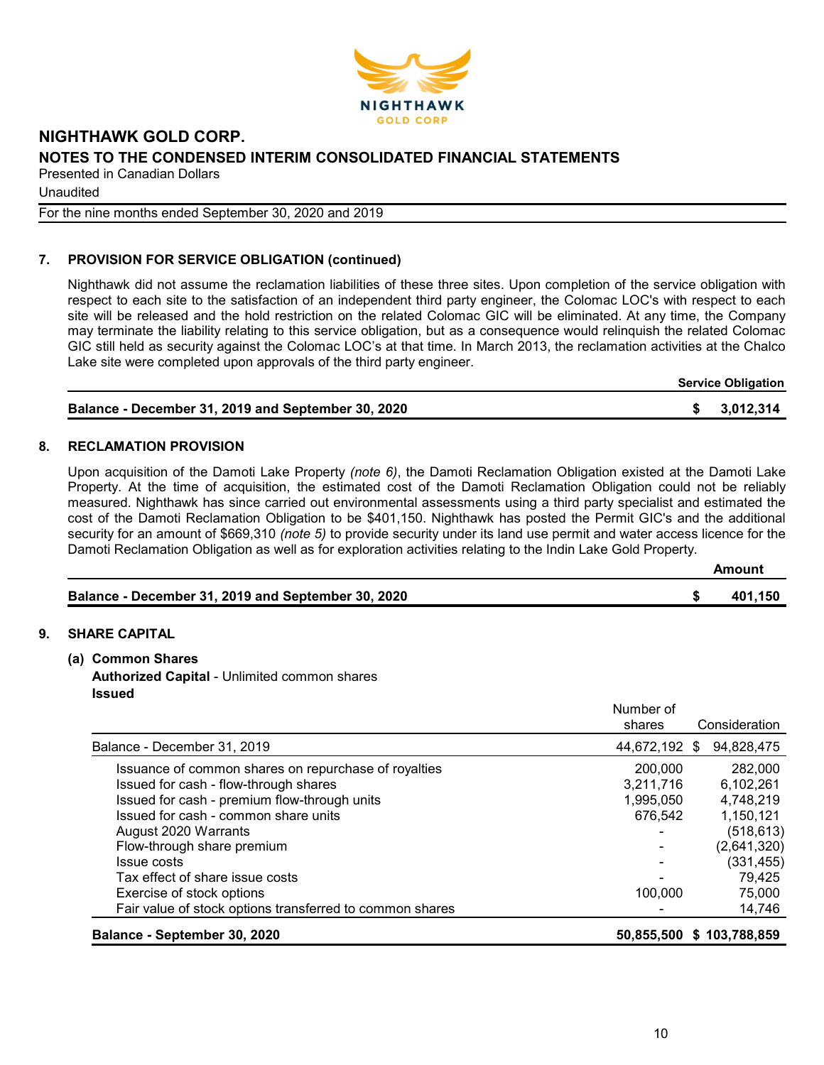## 7. PROVISION FOR SERVICE OBLIGATION (continued)

Nighthawk did not assume the reclamation liabilities of these three sites. Upon completion of the service obligation with respect to each site to the satisfaction of an independent third party engineer, the Colomac LOC's with respect to each site will be released and the hold restriction on the related Colomac GIC will be eliminated. At any time, the Company may terminate the liability relating to this service obligation, but as a consequence would relinquish the related Colomac GIC still held as security against the Colomac LOC's at that time. In March 2013, the reclamation activities at the Chalco Lake site were completed upon approvals of the third party engineer.

| | Service Obligation |
|---|---|
| **Balance - December 31, 2019 and September 30, 2020** | **$ 3,012,314** |

## 8. RECLAMATION PROVISION

Upon acquisition of the Damoti Lake Property *(note 6)*, the Damoti Reclamation Obligation existed at the Damoti Lake Property. At the time of acquisition, the estimated cost of the Damoti Reclamation Obligation could not be reliably measured. Nighthawk has since carried out environmental assessments using a third party specialist and estimated the cost of the Damoti Reclamation Obligation to be $401,150. Nighthawk has posted the Permit GIC's and the additional security for an amount of $669,310 *(note 5)* to provide security under its land use permit and water access licence for the Damoti Reclamation Obligation as well as for exploration activities relating to the Indin Lake Gold Property.

| | Amount |
|---|---|
| **Balance - December 31, 2019 and September 30, 2020** | **$ 401,150** |

## 9. SHARE CAPITAL

### (a) Common Shares

**Authorized Capital** - Unlimited common shares

**Issued**

| | Number of shares | Consideration |
|---|---|---|
| Balance - December 31, 2019 | 44,672,192 | $ 94,828,475 |
| Issuance of common shares on repurchase of royalties | 200,000 | 282,000 |
| Issued for cash - flow-through shares | 3,211,716 | 6,102,261 |
| Issued for cash - premium flow-through units | 1,995,050 | 4,748,219 |
| Issued for cash - common share units | 676,542 | 1,150,121 |
| August 2020 Warrants | - | (518,613) |
| Flow-through share premium | - | (2,641,320) |
| Issue costs | - | (331,455) |
| Tax effect of share issue costs | - | 79,425 |
| Exercise of stock options | 100,000 | 75,000 |
| Fair value of stock options transferred to common shares | - | 14,746 |
| **Balance - September 30, 2020** | **50,855,500** | **$ 103,788,859** |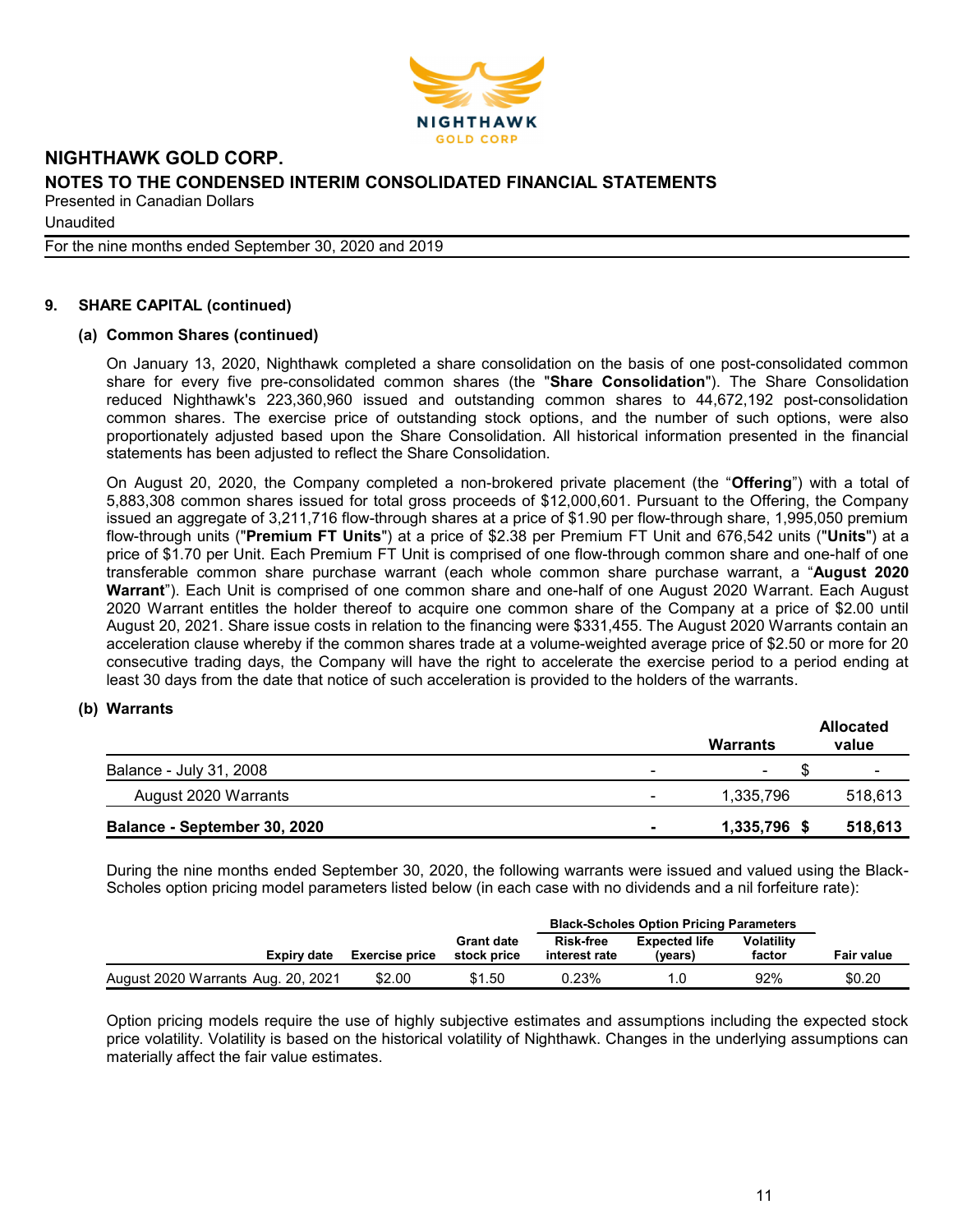## 9. SHARE CAPITAL (continued)

### (a) Common Shares (continued)

On January 13, 2020, Nighthawk completed a share consolidation on the basis of one post-consolidated common share for every five pre-consolidated common shares (the "**Share Consolidation**"). The Share Consolidation reduced Nighthawk's 223,360,960 issued and outstanding common shares to 44,672,192 post-consolidation common shares. The exercise price of outstanding stock options, and the number of such options, were also proportionately adjusted based upon the Share Consolidation. All historical information presented in the financial statements has been adjusted to reflect the Share Consolidation.

On August 20, 2020, the Company completed a non-brokered private placement (the "**Offering**") with a total of 5,883,308 common shares issued for total gross proceeds of $12,000,601. Pursuant to the Offering, the Company issued an aggregate of 3,211,716 flow-through shares at a price of $1.90 per flow-through share, 1,995,050 premium flow-through units ("**Premium FT Units**") at a price of $2.38 per Premium FT Unit and 676,542 units ("**Units**") at a price of $1.70 per Unit. Each Premium FT Unit is comprised of one flow-through common share and one-half of one transferable common share purchase warrant (each whole common share purchase warrant, a "**August 2020 Warrant**"). Each Unit is comprised of one common share and one-half of one August 2020 Warrant. Each August 2020 Warrant entitles the holder thereof to acquire one common share of the Company at a price of $2.00 until August 20, 2021. Share issue costs in relation to the financing were $331,455. The August 2020 Warrants contain an acceleration clause whereby if the common shares trade at a volume-weighted average price of $2.50 or more for 20 consecutive trading days, the Company will have the right to accelerate the exercise period to a period ending at least 30 days from the date that notice of such acceleration is provided to the holders of the warrants.

### (b) Warrants

| | | Warrants | Allocated value |
|---|---|---|---|
| Balance - July 31, 2008 | - | - | $ - |
| August 2020 Warrants | - | 1,335,796 | 518,613 |
| **Balance - September 30, 2020** | **-** | **1,335,796** | **$ 518,613** |

During the nine months ended September 30, 2020, the following warrants were issued and valued using the Black-Scholes option pricing model parameters listed below (in each case with no dividends and a nil forfeiture rate):

| | | | | Black-Scholes Option Pricing Parameters | | | |
|---|---|---|---|---|---|---|---|
| | Expiry date | Exercise price | Grant date stock price | Risk-free interest rate | Expected life (years) | Volatility factor | Fair value |
| August 2020 Warrants | Aug. 20, 2021 | $2.00 | $1.50 | 0.23% | 1.0 | 92% | $0.20 |

Option pricing models require the use of highly subjective estimates and assumptions including the expected stock price volatility. Volatility is based on the historical volatility of Nighthawk. Changes in the underlying assumptions can materially affect the fair value estimates.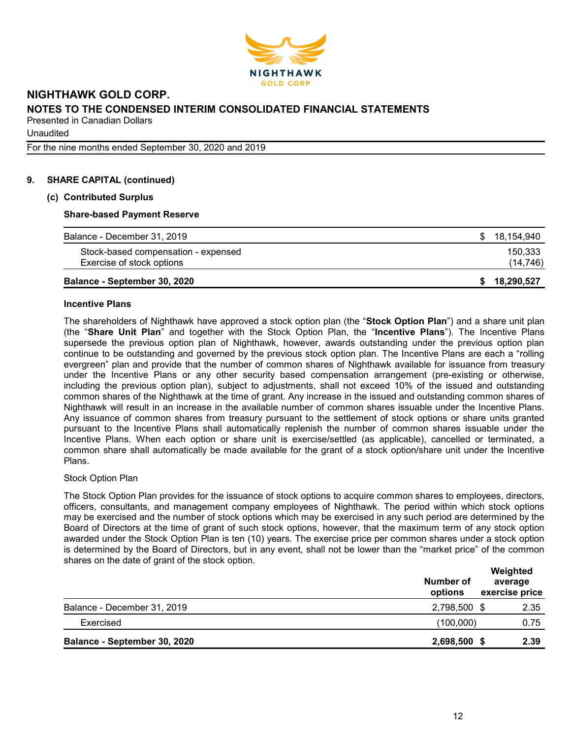## 9. SHARE CAPITAL (continued)

### (c) Contributed Surplus

**Share-based Payment Reserve**

| | |
|---|---|
| Balance - December 31, 2019 | $ 18,154,940 |
| Stock-based compensation - expensed | 150,333 |
| Exercise of stock options | (14,746) |
| **Balance - September 30, 2020** | **$ 18,290,527** |

**Incentive Plans**

The shareholders of Nighthawk have approved a stock option plan (the "**Stock Option Plan**") and a share unit plan (the "**Share Unit Plan**" and together with the Stock Option Plan, the "**Incentive Plans**"). The Incentive Plans supersede the previous option plan of Nighthawk, however, awards outstanding under the previous option plan continue to be outstanding and governed by the previous stock option plan. The Incentive Plans are each a "rolling evergreen" plan and provide that the number of common shares of Nighthawk available for issuance from treasury under the Incentive Plans or any other security based compensation arrangement (pre-existing or otherwise, including the previous option plan), subject to adjustments, shall not exceed 10% of the issued and outstanding common shares of the Nighthawk at the time of grant. Any increase in the issued and outstanding common shares of Nighthawk will result in an increase in the available number of common shares issuable under the Incentive Plans. Any issuance of common shares from treasury pursuant to the settlement of stock options or share units granted pursuant to the Incentive Plans shall automatically replenish the number of common shares issuable under the Incentive Plans. When each option or share unit is exercise/settled (as applicable), cancelled or terminated, a common share shall automatically be made available for the grant of a stock option/share unit under the Incentive Plans.

Stock Option Plan

The Stock Option Plan provides for the issuance of stock options to acquire common shares to employees, directors, officers, consultants, and management company employees of Nighthawk. The period within which stock options may be exercised and the number of stock options which may be exercised in any such period are determined by the Board of Directors at the time of grant of such stock options, however, that the maximum term of any stock option awarded under the Stock Option Plan is ten (10) years. The exercise price per common shares under a stock option is determined by the Board of Directors, but in any event, shall not be lower than the "market price" of the common shares on the date of grant of the stock option.

| | Number of options | Weighted average exercise price |
|---|---|---|
| Balance - December 31, 2019 | 2,798,500 | $ 2.35 |
| Exercised | (100,000) | 0.75 |
| **Balance - September 30, 2020** | **2,698,500** | **$ 2.39** |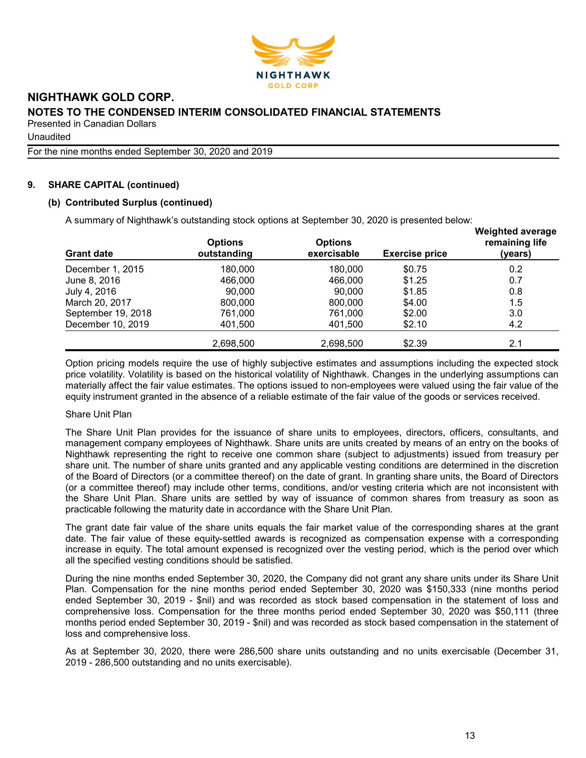## 9. SHARE CAPITAL (continued)

### (b) Contributed Surplus (continued)

A summary of Nighthawk's outstanding stock options at September 30, 2020 is presented below:

| Grant date | Options outstanding | Options exercisable | Exercise price | Weighted average remaining life (years) |
|---|---|---|---|---|
| December 1, 2015 | 180,000 | 180,000 | $0.75 | 0.2 |
| June 8, 2016 | 466,000 | 466,000 | $1.25 | 0.7 |
| July 4, 2016 | 90,000 | 90,000 | $1.85 | 0.8 |
| March 20, 2017 | 800,000 | 800,000 | $4.00 | 1.5 |
| September 19, 2018 | 761,000 | 761,000 | $2.00 | 3.0 |
| December 10, 2019 | 401,500 | 401,500 | $2.10 | 4.2 |
| | 2,698,500 | 2,698,500 | $2.39 | 2.1 |

Option pricing models require the use of highly subjective estimates and assumptions including the expected stock price volatility. Volatility is based on the historical volatility of Nighthawk. Changes in the underlying assumptions can materially affect the fair value estimates. The options issued to non-employees were valued using the fair value of the equity instrument granted in the absence of a reliable estimate of the fair value of the goods or services received.

Share Unit Plan

The Share Unit Plan provides for the issuance of share units to employees, directors, officers, consultants, and management company employees of Nighthawk. Share units are units created by means of an entry on the books of Nighthawk representing the right to receive one common share (subject to adjustments) issued from treasury per share unit. The number of share units granted and any applicable vesting conditions are determined in the discretion of the Board of Directors (or a committee thereof) on the date of grant. In granting share units, the Board of Directors (or a committee thereof) may include other terms, conditions, and/or vesting criteria which are not inconsistent with the Share Unit Plan. Share units are settled by way of issuance of common shares from treasury as soon as practicable following the maturity date in accordance with the Share Unit Plan.

The grant date fair value of the share units equals the fair market value of the corresponding shares at the grant date. The fair value of these equity-settled awards is recognized as compensation expense with a corresponding increase in equity. The total amount expensed is recognized over the vesting period, which is the period over which all the specified vesting conditions should be satisfied.

During the nine months ended September 30, 2020, the Company did not grant any share units under its Share Unit Plan. Compensation for the nine months period ended September 30, 2020 was $150,333 (nine months period ended September 30, 2019 - $nil) and was recorded as stock based compensation in the statement of loss and comprehensive loss. Compensation for the three months period ended September 30, 2020 was $50,111 (three months period ended September 30, 2019 - $nil) and was recorded as stock based compensation in the statement of loss and comprehensive loss.

As at September 30, 2020, there were 286,500 share units outstanding and no units exercisable (December 31, 2019 - 286,500 outstanding and no units exercisable).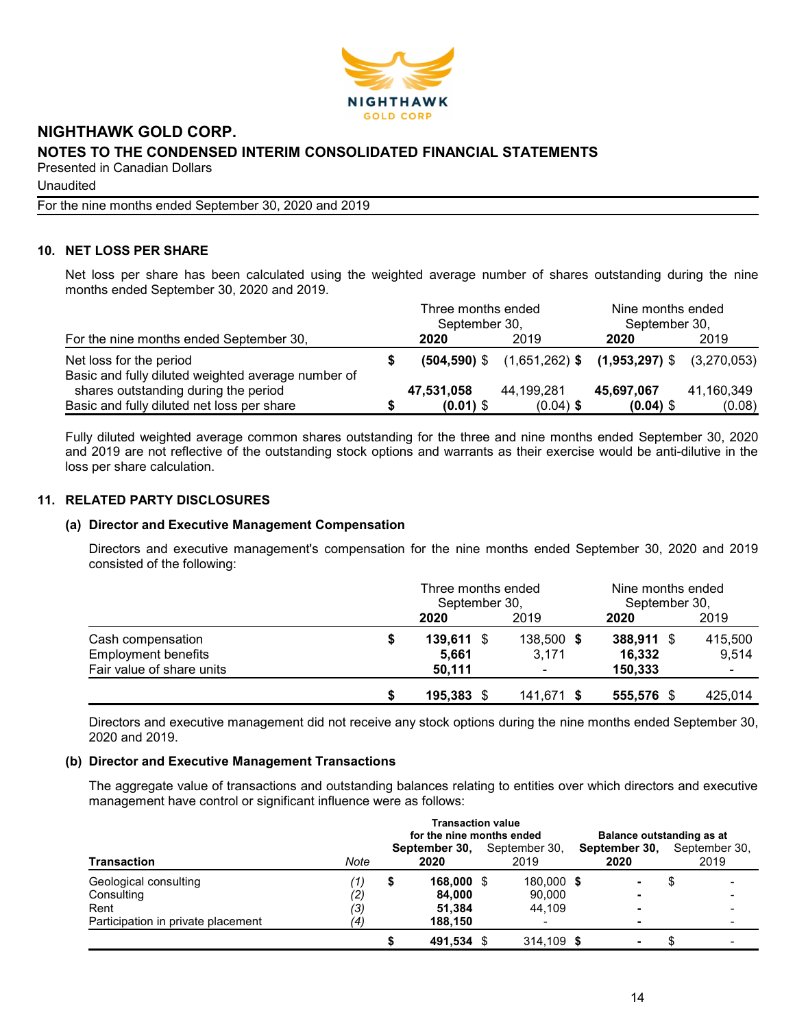# NIGHTHAWK GOLD CORP.

## NOTES TO THE CONDENSED INTERIM CONSOLIDATED FINANCIAL STATEMENTS

Presented in Canadian Dollars

Unaudited

For the nine months ended September 30, 2020 and 2019

### 10. NET LOSS PER SHARE

Net loss per share has been calculated using the weighted average number of shares outstanding during the nine months ended September 30, 2020 and 2019.

| For the nine months ended September 30, | Three months ended September 30, 2020 | Three months ended September 30, 2019 | Nine months ended September 30, 2020 | Nine months ended September 30, 2019 |
|---|---|---|---|---|
| Net loss for the period | $ **(504,590)** | $ (1,651,262) | $ **(1,953,297)** | $ (3,270,053) |
| Basic and fully diluted weighted average number of shares outstanding during the period | **47,531,058** | 44,199,281 | **45,697,067** | 41,160,349 |
| Basic and fully diluted net loss per share | $ **(0.01)** | $ (0.04) | $ **(0.04)** | $ (0.08) |

Fully diluted weighted average common shares outstanding for the three and nine months ended September 30, 2020 and 2019 are not reflective of the outstanding stock options and warrants as their exercise would be anti-dilutive in the loss per share calculation.

### 11. RELATED PARTY DISCLOSURES

#### (a) Director and Executive Management Compensation

Directors and executive management's compensation for the nine months ended September 30, 2020 and 2019 consisted of the following:

| | Three months ended September 30, 2020 | Three months ended September 30, 2019 | Nine months ended September 30, 2020 | Nine months ended September 30, 2019 |
|---|---|---|---|---|
| Cash compensation | $ **139,611** | $ 138,500 | $ **388,911** | $ 415,500 |
| Employment benefits | **5,661** | 3,171 | **16,332** | 9,514 |
| Fair value of share units | **50,111** | - | **150,333** | - |
| | $ **195,383** | $ 141,671 | $ **555,576** | $ 425,014 |

Directors and executive management did not receive any stock options during the nine months ended September 30, 2020 and 2019.

#### (b) Director and Executive Management Transactions

The aggregate value of transactions and outstanding balances relating to entities over which directors and executive management have control or significant influence were as follows:

| Transaction | Note | Transaction value for the nine months ended September 30, 2020 | Transaction value for the nine months ended September 30, 2019 | Balance outstanding as at September 30, 2020 | Balance outstanding as at September 30, 2019 |
|---|---|---|---|---|---|
| Geological consulting | *(1)* | $ **168,000** | $ 180,000 | $ **-** | $ - |
| Consulting | *(2)* | **84,000** | 90,000 | **-** | - |
| Rent | *(3)* | **51,384** | 44,109 | **-** | - |
| Participation in private placement | *(4)* | **188,150** | - | **-** | - |
| | | $ **491,534** | $ 314,109 | $ **-** | $ - |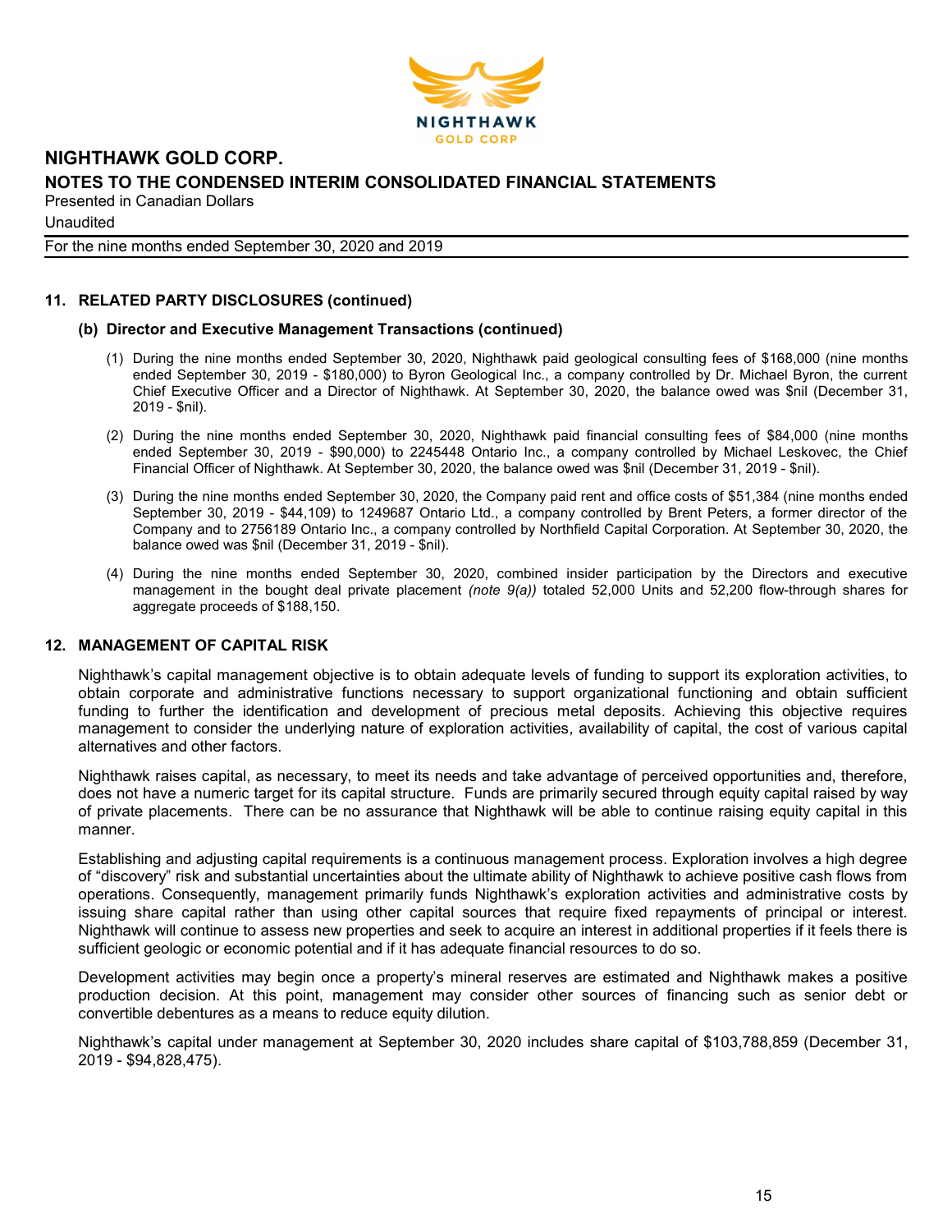## 11. RELATED PARTY DISCLOSURES (continued)

### (b) Director and Executive Management Transactions (continued)

(1) During the nine months ended September 30, 2020, Nighthawk paid geological consulting fees of $168,000 (nine months ended September 30, 2019 - $180,000) to Byron Geological Inc., a company controlled by Dr. Michael Byron, the current Chief Executive Officer and a Director of Nighthawk. At September 30, 2020, the balance owed was $nil (December 31, 2019 - $nil).

(2) During the nine months ended September 30, 2020, Nighthawk paid financial consulting fees of $84,000 (nine months ended September 30, 2019 - $90,000) to 2245448 Ontario Inc., a company controlled by Michael Leskovec, the Chief Financial Officer of Nighthawk. At September 30, 2020, the balance owed was $nil (December 31, 2019 - $nil).

(3) During the nine months ended September 30, 2020, the Company paid rent and office costs of $51,384 (nine months ended September 30, 2019 - $44,109) to 1249687 Ontario Ltd., a company controlled by Brent Peters, a former director of the Company and to 2756189 Ontario Inc., a company controlled by Northfield Capital Corporation. At September 30, 2020, the balance owed was $nil (December 31, 2019 - $nil).

(4) During the nine months ended September 30, 2020, combined insider participation by the Directors and executive management in the bought deal private placement *(note 9(a))* totaled 52,000 Units and 52,200 flow-through shares for aggregate proceeds of $188,150.

## 12. MANAGEMENT OF CAPITAL RISK

Nighthawk's capital management objective is to obtain adequate levels of funding to support its exploration activities, to obtain corporate and administrative functions necessary to support organizational functioning and obtain sufficient funding to further the identification and development of precious metal deposits. Achieving this objective requires management to consider the underlying nature of exploration activities, availability of capital, the cost of various capital alternatives and other factors.

Nighthawk raises capital, as necessary, to meet its needs and take advantage of perceived opportunities and, therefore, does not have a numeric target for its capital structure. Funds are primarily secured through equity capital raised by way of private placements. There can be no assurance that Nighthawk will be able to continue raising equity capital in this manner.

Establishing and adjusting capital requirements is a continuous management process. Exploration involves a high degree of "discovery" risk and substantial uncertainties about the ultimate ability of Nighthawk to achieve positive cash flows from operations. Consequently, management primarily funds Nighthawk's exploration activities and administrative costs by issuing share capital rather than using other capital sources that require fixed repayments of principal or interest. Nighthawk will continue to assess new properties and seek to acquire an interest in additional properties if it feels there is sufficient geologic or economic potential and if it has adequate financial resources to do so.

Development activities may begin once a property's mineral reserves are estimated and Nighthawk makes a positive production decision. At this point, management may consider other sources of financing such as senior debt or convertible debentures as a means to reduce equity dilution.

Nighthawk's capital under management at September 30, 2020 includes share capital of $103,788,859 (December 31, 2019 - $94,828,475).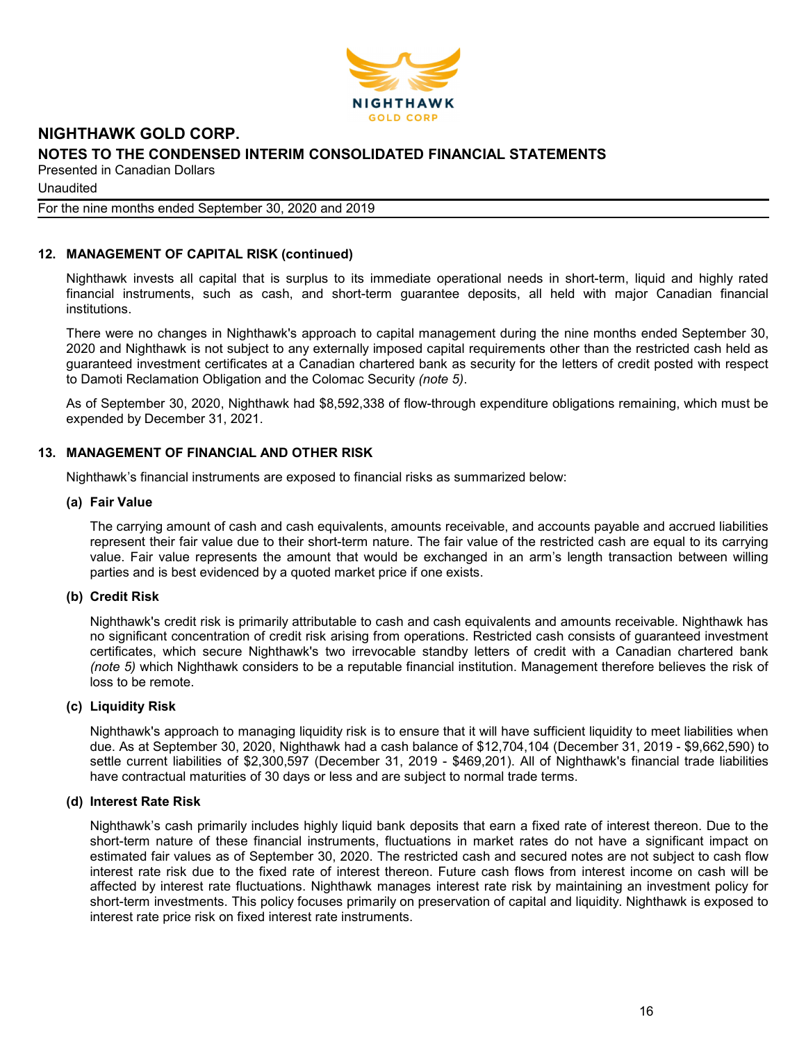## 12. MANAGEMENT OF CAPITAL RISK (continued)

Nighthawk invests all capital that is surplus to its immediate operational needs in short-term, liquid and highly rated financial instruments, such as cash, and short-term guarantee deposits, all held with major Canadian financial institutions.

There were no changes in Nighthawk's approach to capital management during the nine months ended September 30, 2020 and Nighthawk is not subject to any externally imposed capital requirements other than the restricted cash held as guaranteed investment certificates at a Canadian chartered bank as security for the letters of credit posted with respect to Damoti Reclamation Obligation and the Colomac Security *(note 5)*.

As of September 30, 2020, Nighthawk had $8,592,338 of flow-through expenditure obligations remaining, which must be expended by December 31, 2021.

## 13. MANAGEMENT OF FINANCIAL AND OTHER RISK

Nighthawk's financial instruments are exposed to financial risks as summarized below:

### (a) Fair Value

The carrying amount of cash and cash equivalents, amounts receivable, and accounts payable and accrued liabilities represent their fair value due to their short-term nature. The fair value of the restricted cash are equal to its carrying value. Fair value represents the amount that would be exchanged in an arm's length transaction between willing parties and is best evidenced by a quoted market price if one exists.

### (b) Credit Risk

Nighthawk's credit risk is primarily attributable to cash and cash equivalents and amounts receivable. Nighthawk has no significant concentration of credit risk arising from operations. Restricted cash consists of guaranteed investment certificates, which secure Nighthawk's two irrevocable standby letters of credit with a Canadian chartered bank *(note 5)* which Nighthawk considers to be a reputable financial institution. Management therefore believes the risk of loss to be remote.

### (c) Liquidity Risk

Nighthawk's approach to managing liquidity risk is to ensure that it will have sufficient liquidity to meet liabilities when due. As at September 30, 2020, Nighthawk had a cash balance of $12,704,104 (December 31, 2019 - $9,662,590) to settle current liabilities of $2,300,597 (December 31, 2019 - $469,201). All of Nighthawk's financial trade liabilities have contractual maturities of 30 days or less and are subject to normal trade terms.

### (d) Interest Rate Risk

Nighthawk's cash primarily includes highly liquid bank deposits that earn a fixed rate of interest thereon. Due to the short-term nature of these financial instruments, fluctuations in market rates do not have a significant impact on estimated fair values as of September 30, 2020. The restricted cash and secured notes are not subject to cash flow interest rate risk due to the fixed rate of interest thereon. Future cash flows from interest income on cash will be affected by interest rate fluctuations. Nighthawk manages interest rate risk by maintaining an investment policy for short-term investments. This policy focuses primarily on preservation of capital and liquidity. Nighthawk is exposed to interest rate price risk on fixed interest rate instruments.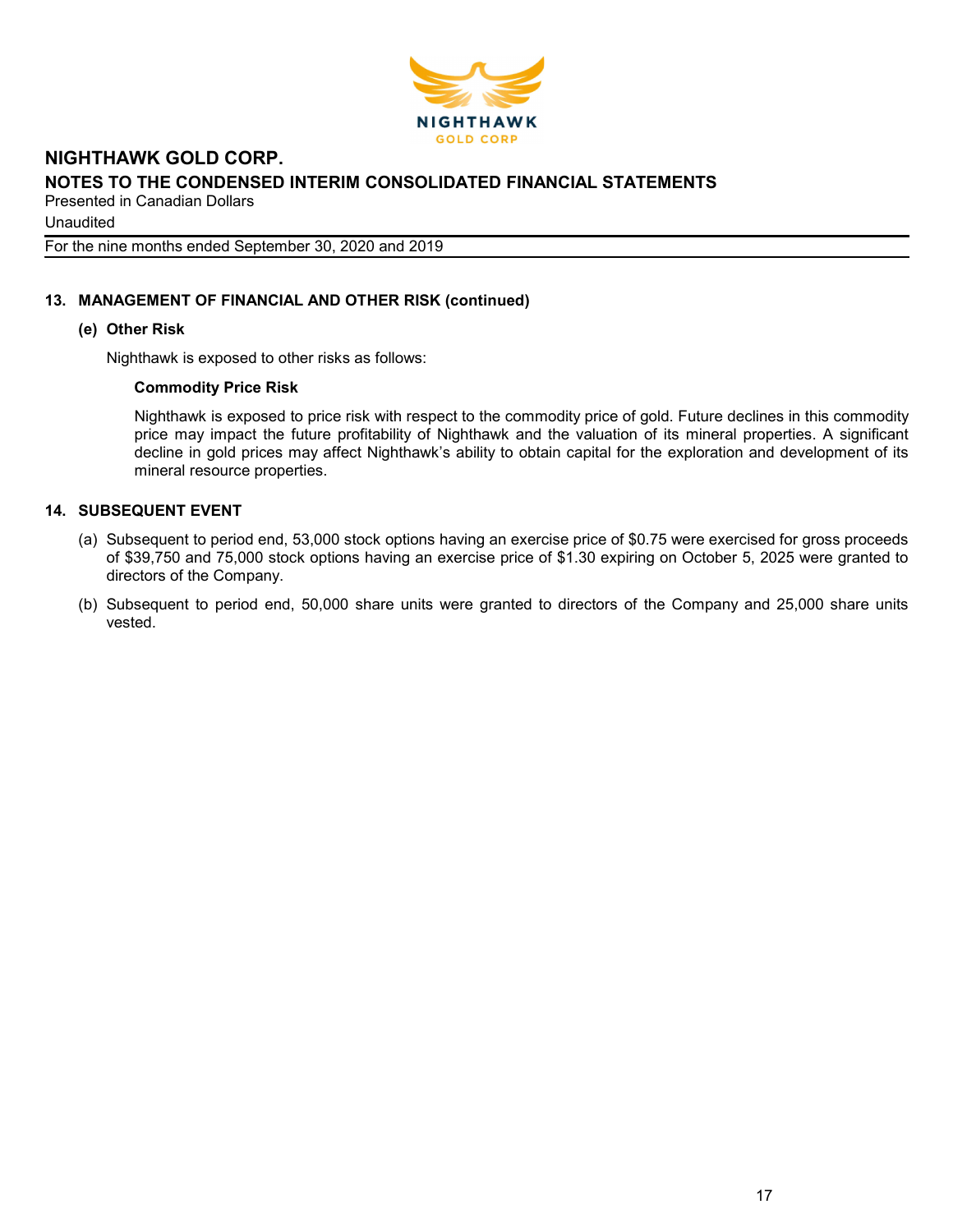## 13. MANAGEMENT OF FINANCIAL AND OTHER RISK (continued)

### (e) Other Risk

Nighthawk is exposed to other risks as follows:

**Commodity Price Risk**

Nighthawk is exposed to price risk with respect to the commodity price of gold. Future declines in this commodity price may impact the future profitability of Nighthawk and the valuation of its mineral properties. A significant decline in gold prices may affect Nighthawk's ability to obtain capital for the exploration and development of its mineral resource properties.

## 14. SUBSEQUENT EVENT

(a) Subsequent to period end, 53,000 stock options having an exercise price of $0.75 were exercised for gross proceeds of $39,750 and 75,000 stock options having an exercise price of $1.30 expiring on October 5, 2025 were granted to directors of the Company.

(b) Subsequent to period end, 50,000 share units were granted to directors of the Company and 25,000 share units vested.